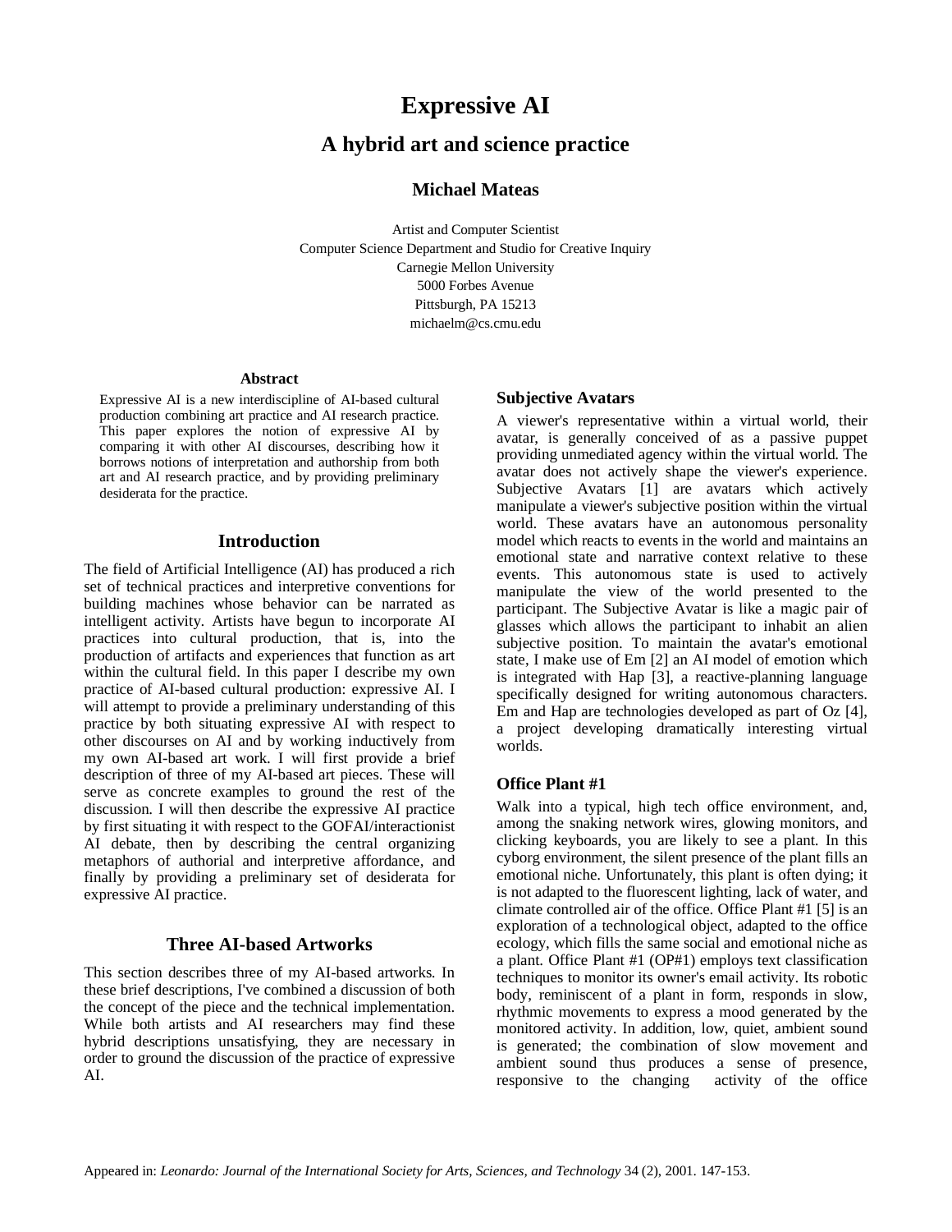# Expressive AI

## A hybrid art and science practice

### Michael Mateas

Artist and Computer Scientist
Computer Science Department and Studio for Creative Inquiry
Carnegie Mellon University
5000 Forbes Avenue
Pittsburgh, PA 15213
michaelm@cs.cmu.edu

#### Abstract

Expressive AI is a new interdiscipline of AI-based cultural production combining art practice and AI research practice. This paper explores the notion of expressive AI by comparing it with other AI discourses, describing how it borrows notions of interpretation and authorship from both art and AI research practice, and by providing preliminary desiderata for the practice.

## Introduction

The field of Artificial Intelligence (AI) has produced a rich set of technical practices and interpretive conventions for building machines whose behavior can be narrated as intelligent activity. Artists have begun to incorporate AI practices into cultural production, that is, into the production of artifacts and experiences that function as art within the cultural field. In this paper I describe my own practice of AI-based cultural production: expressive AI. I will attempt to provide a preliminary understanding of this practice by both situating expressive AI with respect to other discourses on AI and by working inductively from my own AI-based art work. I will first provide a brief description of three of my AI-based art pieces. These will serve as concrete examples to ground the rest of the discussion. I will then describe the expressive AI practice by first situating it with respect to the GOFAI/interactionist AI debate, then by describing the central organizing metaphors of authorial and interpretive affordance, and finally by providing a preliminary set of desiderata for expressive AI practice.

## Three AI-based Artworks

This section describes three of my AI-based artworks. In these brief descriptions, I've combined a discussion of both the concept of the piece and the technical implementation. While both artists and AI researchers may find these hybrid descriptions unsatisfying, they are necessary in order to ground the discussion of the practice of expressive AI.

### Subjective Avatars

A viewer's representative within a virtual world, their avatar, is generally conceived of as a passive puppet providing unmediated agency within the virtual world. The avatar does not actively shape the viewer's experience. Subjective Avatars [1] are avatars which actively manipulate a viewer's subjective position within the virtual world. These avatars have an autonomous personality model which reacts to events in the world and maintains an emotional state and narrative context relative to these events. This autonomous state is used to actively manipulate the view of the world presented to the participant. The Subjective Avatar is like a magic pair of glasses which allows the participant to inhabit an alien subjective position. To maintain the avatar's emotional state, I make use of Em [2] an AI model of emotion which is integrated with Hap [3], a reactive-planning language specifically designed for writing autonomous characters. Em and Hap are technologies developed as part of Oz [4], a project developing dramatically interesting virtual worlds.

### Office Plant #1

Walk into a typical, high tech office environment, and, among the snaking network wires, glowing monitors, and clicking keyboards, you are likely to see a plant. In this cyborg environment, the silent presence of the plant fills an emotional niche. Unfortunately, this plant is often dying; it is not adapted to the fluorescent lighting, lack of water, and climate controlled air of the office. Office Plant #1 [5] is an exploration of a technological object, adapted to the office ecology, which fills the same social and emotional niche as a plant. Office Plant #1 (OP#1) employs text classification techniques to monitor its owner's email activity. Its robotic body, reminiscent of a plant in form, responds in slow, rhythmic movements to express a mood generated by the monitored activity. In addition, low, quiet, ambient sound is generated; the combination of slow movement and ambient sound thus produces a sense of presence, responsive to the changing activity of the office

Appeared in: *Leonardo: Journal of the International Society for Arts, Sciences, and Technology* 34 (2), 2001. 147-153.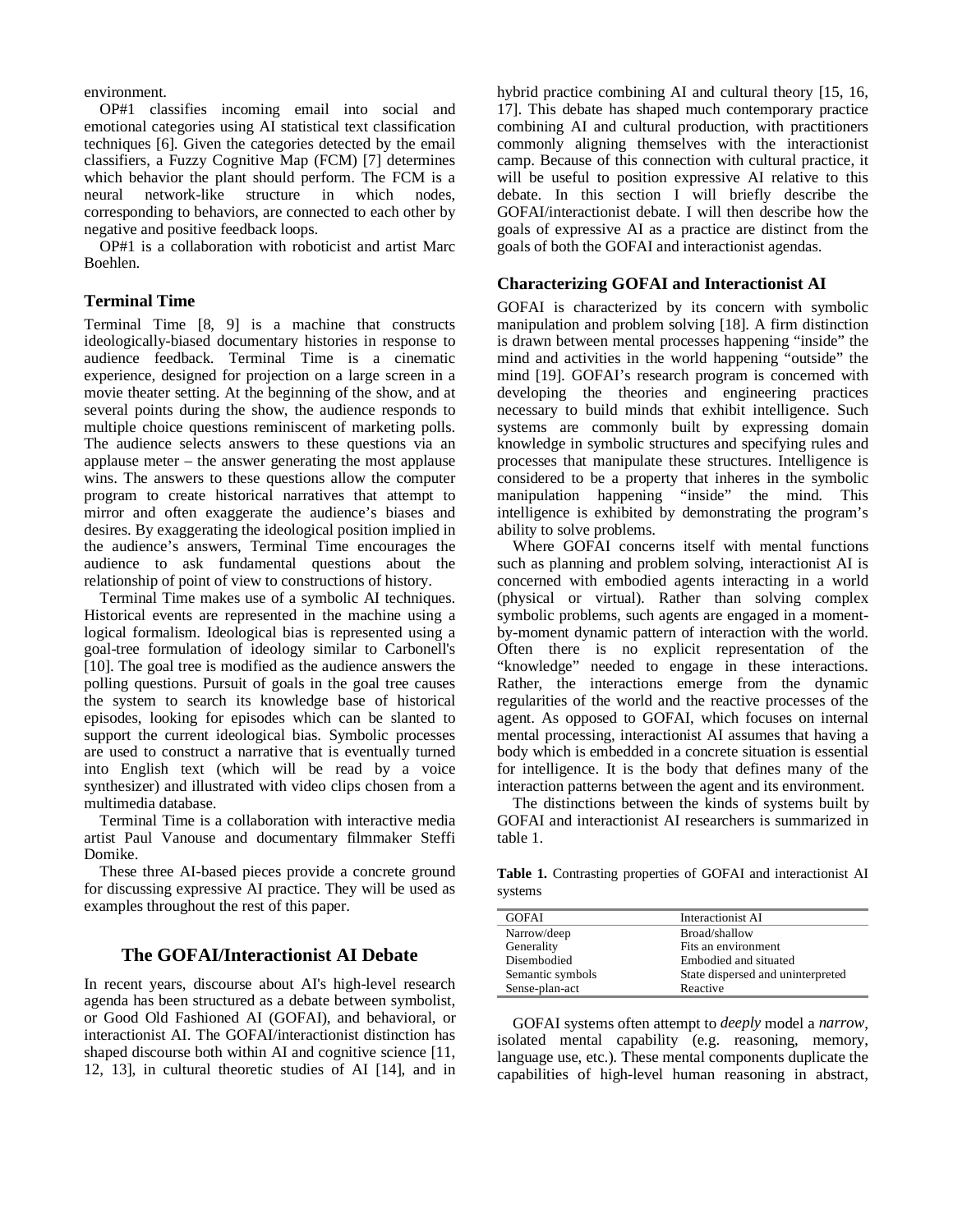environment.

OP#1 classifies incoming email into social and emotional categories using AI statistical text classification techniques [6]. Given the categories detected by the email classifiers, a Fuzzy Cognitive Map (FCM) [7] determines which behavior the plant should perform. The FCM is a neural network-like structure in which nodes, corresponding to behaviors, are connected to each other by negative and positive feedback loops.

OP#1 is a collaboration with roboticist and artist Marc Boehlen.

### Terminal Time

Terminal Time [8, 9] is a machine that constructs ideologically-biased documentary histories in response to audience feedback. Terminal Time is a cinematic experience, designed for projection on a large screen in a movie theater setting. At the beginning of the show, and at several points during the show, the audience responds to multiple choice questions reminiscent of marketing polls. The audience selects answers to these questions via an applause meter – the answer generating the most applause wins. The answers to these questions allow the computer program to create historical narratives that attempt to mirror and often exaggerate the audience's biases and desires. By exaggerating the ideological position implied in the audience's answers, Terminal Time encourages the audience to ask fundamental questions about the relationship of point of view to constructions of history.

Terminal Time makes use of a symbolic AI techniques. Historical events are represented in the machine using a logical formalism. Ideological bias is represented using a goal-tree formulation of ideology similar to Carbonell's [10]. The goal tree is modified as the audience answers the polling questions. Pursuit of goals in the goal tree causes the system to search its knowledge base of historical episodes, looking for episodes which can be slanted to support the current ideological bias. Symbolic processes are used to construct a narrative that is eventually turned into English text (which will be read by a voice synthesizer) and illustrated with video clips chosen from a multimedia database.

Terminal Time is a collaboration with interactive media artist Paul Vanouse and documentary filmmaker Steffi Domike.

These three AI-based pieces provide a concrete ground for discussing expressive AI practice. They will be used as examples throughout the rest of this paper.

## The GOFAI/Interactionist AI Debate

In recent years, discourse about AI's high-level research agenda has been structured as a debate between symbolist, or Good Old Fashioned AI (GOFAI), and behavioral, or interactionist AI. The GOFAI/interactionist distinction has shaped discourse both within AI and cognitive science [11, 12, 13], in cultural theoretic studies of AI [14], and in hybrid practice combining AI and cultural theory [15, 16, 17]. This debate has shaped much contemporary practice combining AI and cultural production, with practitioners commonly aligning themselves with the interactionist camp. Because of this connection with cultural practice, it will be useful to position expressive AI relative to this debate. In this section I will briefly describe the GOFAI/interactionist debate. I will then describe how the goals of expressive AI as a practice are distinct from the goals of both the GOFAI and interactionist agendas.

### Characterizing GOFAI and Interactionist AI

GOFAI is characterized by its concern with symbolic manipulation and problem solving [18]. A firm distinction is drawn between mental processes happening "inside" the mind and activities in the world happening "outside" the mind [19]. GOFAI's research program is concerned with developing the theories and engineering practices necessary to build minds that exhibit intelligence. Such systems are commonly built by expressing domain knowledge in symbolic structures and specifying rules and processes that manipulate these structures. Intelligence is considered to be a property that inheres in the symbolic manipulation happening "inside" the mind. This intelligence is exhibited by demonstrating the program's ability to solve problems.

Where GOFAI concerns itself with mental functions such as planning and problem solving, interactionist AI is concerned with embodied agents interacting in a world (physical or virtual). Rather than solving complex symbolic problems, such agents are engaged in a moment-by-moment dynamic pattern of interaction with the world. Often there is no explicit representation of the "knowledge" needed to engage in these interactions. Rather, the interactions emerge from the dynamic regularities of the world and the reactive processes of the agent. As opposed to GOFAI, which focuses on internal mental processing, interactionist AI assumes that having a body which is embedded in a concrete situation is essential for intelligence. It is the body that defines many of the interaction patterns between the agent and its environment.

The distinctions between the kinds of systems built by GOFAI and interactionist AI researchers is summarized in table 1.

**Table 1.** Contrasting properties of GOFAI and interactionist AI systems

| GOFAI | Interactionist AI |
|---|---|
| Narrow/deep | Broad/shallow |
| Generality | Fits an environment |
| Disembodied | Embodied and situated |
| Semantic symbols | State dispersed and uninterpreted |
| Sense-plan-act | Reactive |

GOFAI systems often attempt to *deeply* model a *narrow*, isolated mental capability (e.g. reasoning, memory, language use, etc.). These mental components duplicate the capabilities of high-level human reasoning in abstract,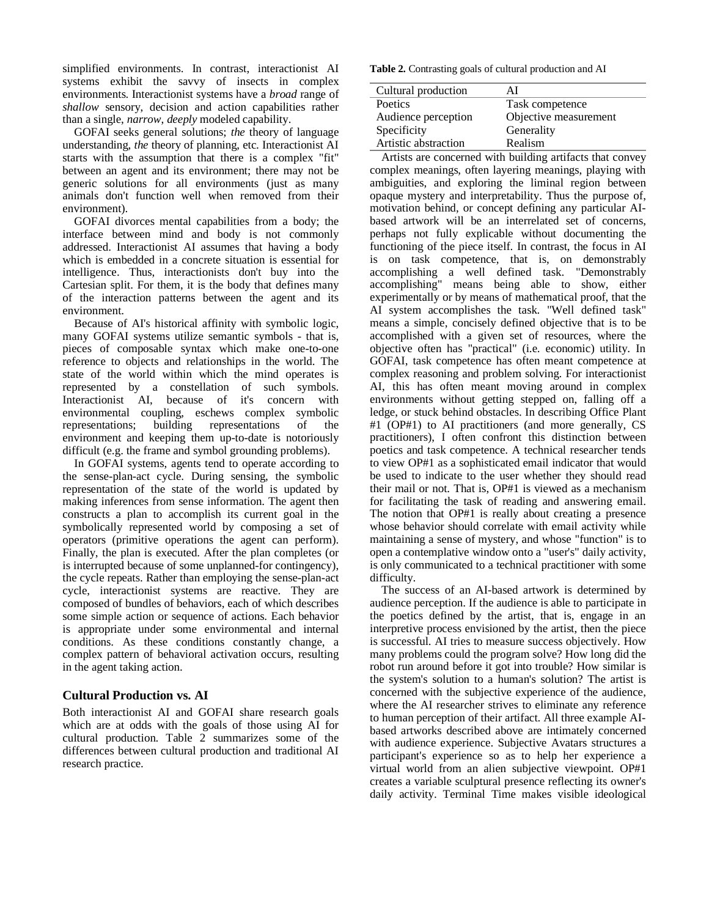simplified environments. In contrast, interactionist AI systems exhibit the savvy of insects in complex environments. Interactionist systems have a *broad* range of *shallow* sensory, decision and action capabilities rather than a single, *narrow*, *deeply* modeled capability.

GOFAI seeks general solutions; *the* theory of language understanding, *the* theory of planning, etc. Interactionist AI starts with the assumption that there is a complex "fit" between an agent and its environment; there may not be generic solutions for all environments (just as many animals don't function well when removed from their environment).

GOFAI divorces mental capabilities from a body; the interface between mind and body is not commonly addressed. Interactionist AI assumes that having a body which is embedded in a concrete situation is essential for intelligence. Thus, interactionists don't buy into the Cartesian split. For them, it is the body that defines many of the interaction patterns between the agent and its environment.

Because of AI's historical affinity with symbolic logic, many GOFAI systems utilize semantic symbols - that is, pieces of composable syntax which make one-to-one reference to objects and relationships in the world. The state of the world within which the mind operates is represented by a constellation of such symbols. Interactionist AI, because of it's concern with environmental coupling, eschews complex symbolic representations; building representations of the environment and keeping them up-to-date is notoriously difficult (e.g. the frame and symbol grounding problems).

In GOFAI systems, agents tend to operate according to the sense-plan-act cycle. During sensing, the symbolic representation of the state of the world is updated by making inferences from sense information. The agent then constructs a plan to accomplish its current goal in the symbolically represented world by composing a set of operators (primitive operations the agent can perform). Finally, the plan is executed. After the plan completes (or is interrupted because of some unplanned-for contingency), the cycle repeats. Rather than employing the sense-plan-act cycle, interactionist systems are reactive. They are composed of bundles of behaviors, each of which describes some simple action or sequence of actions. Each behavior is appropriate under some environmental and internal conditions. As these conditions constantly change, a complex pattern of behavioral activation occurs, resulting in the agent taking action.

## Cultural Production vs. AI

Both interactionist AI and GOFAI share research goals which are at odds with the goals of those using AI for cultural production. Table 2 summarizes some of the differences between cultural production and traditional AI research practice.

**Table 2.** Contrasting goals of cultural production and AI

| Cultural production | AI |
|---|---|
| Poetics | Task competence |
| Audience perception | Objective measurement |
| Specificity | Generality |
| Artistic abstraction | Realism |

Artists are concerned with building artifacts that convey complex meanings, often layering meanings, playing with ambiguities, and exploring the liminal region between opaque mystery and interpretability. Thus the purpose of, motivation behind, or concept defining any particular AI-based artwork will be an interrelated set of concerns, perhaps not fully explicable without documenting the functioning of the piece itself. In contrast, the focus in AI is on task competence, that is, on demonstrably accomplishing a well defined task. "Demonstrably accomplishing" means being able to show, either experimentally or by means of mathematical proof, that the AI system accomplishes the task. "Well defined task" means a simple, concisely defined objective that is to be accomplished with a given set of resources, where the objective often has "practical" (i.e. economic) utility. In GOFAI, task competence has often meant competence at complex reasoning and problem solving. For interactionist AI, this has often meant moving around in complex environments without getting stepped on, falling off a ledge, or stuck behind obstacles. In describing Office Plant #1 (OP#1) to AI practitioners (and more generally, CS practitioners), I often confront this distinction between poetics and task competence. A technical researcher tends to view OP#1 as a sophisticated email indicator that would be used to indicate to the user whether they should read their mail or not. That is, OP#1 is viewed as a mechanism for facilitating the task of reading and answering email. The notion that OP#1 is really about creating a presence whose behavior should correlate with email activity while maintaining a sense of mystery, and whose "function" is to open a contemplative window onto a "user's" daily activity, is only communicated to a technical practitioner with some difficulty.

The success of an AI-based artwork is determined by audience perception. If the audience is able to participate in the poetics defined by the artist, that is, engage in an interpretive process envisioned by the artist, then the piece is successful. AI tries to measure success objectively. How many problems could the program solve? How long did the robot run around before it got into trouble? How similar is the system's solution to a human's solution? The artist is concerned with the subjective experience of the audience, where the AI researcher strives to eliminate any reference to human perception of their artifact. All three example AI-based artworks described above are intimately concerned with audience experience. Subjective Avatars structures a participant's experience so as to help her experience a virtual world from an alien subjective viewpoint. OP#1 creates a variable sculptural presence reflecting its owner's daily activity. Terminal Time makes visible ideological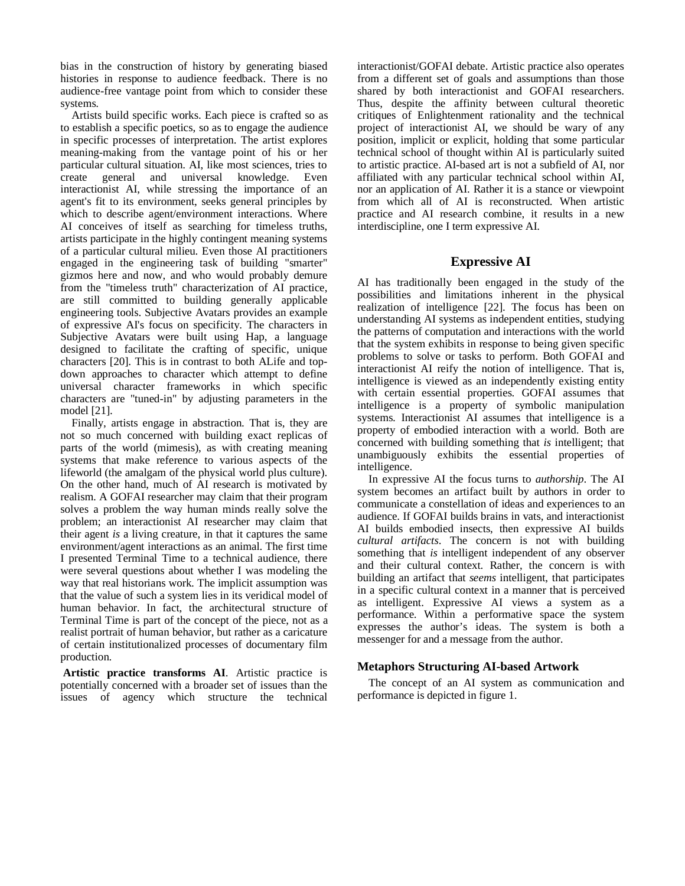bias in the construction of history by generating biased histories in response to audience feedback. There is no audience-free vantage point from which to consider these systems.

Artists build specific works. Each piece is crafted so as to establish a specific poetics, so as to engage the audience in specific processes of interpretation. The artist explores meaning-making from the vantage point of his or her particular cultural situation. AI, like most sciences, tries to create general and universal knowledge. Even interactionist AI, while stressing the importance of an agent's fit to its environment, seeks general principles by which to describe agent/environment interactions. Where AI conceives of itself as searching for timeless truths, artists participate in the highly contingent meaning systems of a particular cultural milieu. Even those AI practitioners engaged in the engineering task of building "smarter" gizmos here and now, and who would probably demure from the "timeless truth" characterization of AI practice, are still committed to building generally applicable engineering tools. Subjective Avatars provides an example of expressive AI's focus on specificity. The characters in Subjective Avatars were built using Hap, a language designed to facilitate the crafting of specific, unique characters [20]. This is in contrast to both ALife and top-down approaches to character which attempt to define universal character frameworks in which specific characters are "tuned-in" by adjusting parameters in the model [21].

Finally, artists engage in abstraction. That is, they are not so much concerned with building exact replicas of parts of the world (mimesis), as with creating meaning systems that make reference to various aspects of the lifeworld (the amalgam of the physical world plus culture). On the other hand, much of AI research is motivated by realism. A GOFAI researcher may claim that their program solves a problem the way human minds really solve the problem; an interactionist AI researcher may claim that their agent *is* a living creature, in that it captures the same environment/agent interactions as an animal. The first time I presented Terminal Time to a technical audience, there were several questions about whether I was modeling the way that real historians work. The implicit assumption was that the value of such a system lies in its veridical model of human behavior. In fact, the architectural structure of Terminal Time is part of the concept of the piece, not as a realist portrait of human behavior, but rather as a caricature of certain institutionalized processes of documentary film production.

**Artistic practice transforms AI**. Artistic practice is potentially concerned with a broader set of issues than the issues of agency which structure the technical interactionist/GOFAI debate. Artistic practice also operates from a different set of goals and assumptions than those shared by both interactionist and GOFAI researchers. Thus, despite the affinity between cultural theoretic critiques of Enlightenment rationality and the technical project of interactionist AI, we should be wary of any position, implicit or explicit, holding that some particular technical school of thought within AI is particularly suited to artistic practice. AI-based art is not a subfield of AI, nor affiliated with any particular technical school within AI, nor an application of AI. Rather it is a stance or viewpoint from which all of AI is reconstructed. When artistic practice and AI research combine, it results in a new interdiscipline, one I term expressive AI.

## Expressive AI

AI has traditionally been engaged in the study of the possibilities and limitations inherent in the physical realization of intelligence [22]. The focus has been on understanding AI systems as independent entities, studying the patterns of computation and interactions with the world that the system exhibits in response to being given specific problems to solve or tasks to perform. Both GOFAI and interactionist AI reify the notion of intelligence. That is, intelligence is viewed as an independently existing entity with certain essential properties. GOFAI assumes that intelligence is a property of symbolic manipulation systems. Interactionist AI assumes that intelligence is a property of embodied interaction with a world. Both are concerned with building something that *is* intelligent; that unambiguously exhibits the essential properties of intelligence.

In expressive AI the focus turns to *authorship*. The AI system becomes an artifact built by authors in order to communicate a constellation of ideas and experiences to an audience. If GOFAI builds brains in vats, and interactionist AI builds embodied insects, then expressive AI builds *cultural artifacts*. The concern is not with building something that *is* intelligent independent of any observer and their cultural context. Rather, the concern is with building an artifact that *seems* intelligent, that participates in a specific cultural context in a manner that is perceived as intelligent. Expressive AI views a system as a performance. Within a performative space the system expresses the author's ideas. The system is both a messenger for and a message from the author.

### Metaphors Structuring AI-based Artwork

The concept of an AI system as communication and performance is depicted in figure 1.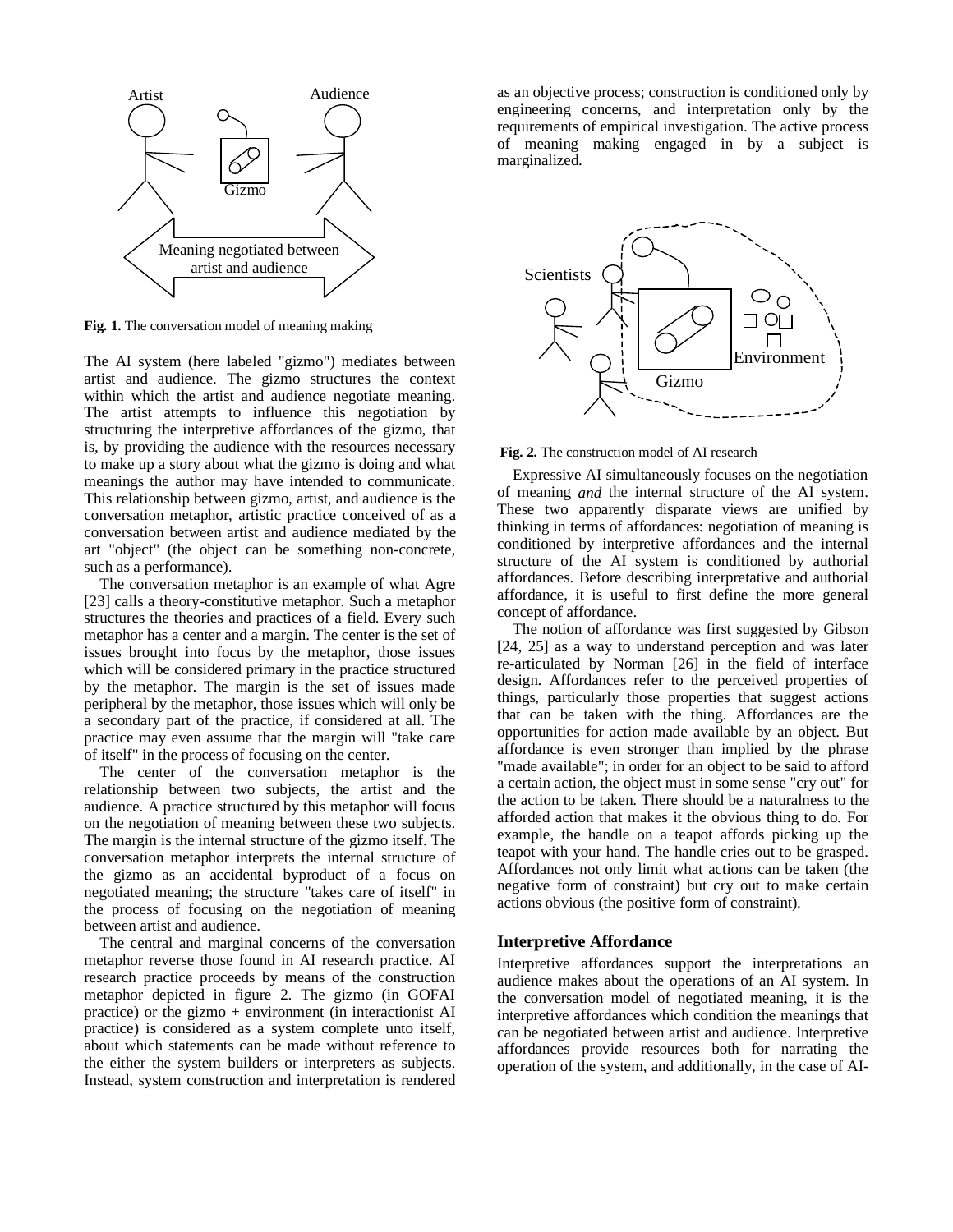Artist

Audience

Gizmo

Meaning negotiated between artist and audience

**Fig. 1.** The conversation model of meaning making

The AI system (here labeled "gizmo") mediates between artist and audience. The gizmo structures the context within which the artist and audience negotiate meaning. The artist attempts to influence this negotiation by structuring the interpretive affordances of the gizmo, that is, by providing the audience with the resources necessary to make up a story about what the gizmo is doing and what meanings the author may have intended to communicate. This relationship between gizmo, artist, and audience is the conversation metaphor, artistic practice conceived of as a conversation between artist and audience mediated by the art "object" (the object can be something non-concrete, such as a performance).

The conversation metaphor is an example of what Agre [23] calls a theory-constitutive metaphor. Such a metaphor structures the theories and practices of a field. Every such metaphor has a center and a margin. The center is the set of issues brought into focus by the metaphor, those issues which will be considered primary in the practice structured by the metaphor. The margin is the set of issues made peripheral by the metaphor, those issues which will only be a secondary part of the practice, if considered at all. The practice may even assume that the margin will "take care of itself" in the process of focusing on the center.

The center of the conversation metaphor is the relationship between two subjects, the artist and the audience. A practice structured by this metaphor will focus on the negotiation of meaning between these two subjects. The margin is the internal structure of the gizmo itself. The conversation metaphor interprets the internal structure of the gizmo as an accidental byproduct of a focus on negotiated meaning; the structure "takes care of itself" in the process of focusing on the negotiation of meaning between artist and audience.

The central and marginal concerns of the conversation metaphor reverse those found in AI research practice. AI research practice proceeds by means of the construction metaphor depicted in figure 2. The gizmo (in GOFAI practice) or the gizmo + environment (in interactionist AI practice) is considered as a system complete unto itself, about which statements can be made without reference to the either the system builders or interpreters as subjects. Instead, system construction and interpretation is rendered as an objective process; construction is conditioned only by engineering concerns, and interpretation only by the requirements of empirical investigation. The active process of meaning making engaged in by a subject is marginalized.

Scientists

Environment

Gizmo

**Fig. 2.** The construction model of AI research

Expressive AI simultaneously focuses on the negotiation of meaning *and* the internal structure of the AI system. These two apparently disparate views are unified by thinking in terms of affordances: negotiation of meaning is conditioned by interpretive affordances and the internal structure of the AI system is conditioned by authorial affordances. Before describing interpretative and authorial affordance, it is useful to first define the more general concept of affordance.

The notion of affordance was first suggested by Gibson [24, 25] as a way to understand perception and was later re-articulated by Norman [26] in the field of interface design. Affordances refer to the perceived properties of things, particularly those properties that suggest actions that can be taken with the thing. Affordances are the opportunities for action made available by an object. But affordance is even stronger than implied by the phrase "made available"; in order for an object to be said to afford a certain action, the object must in some sense "cry out" for the action to be taken. There should be a naturalness to the afforded action that makes it the obvious thing to do. For example, the handle on a teapot affords picking up the teapot with your hand. The handle cries out to be grasped. Affordances not only limit what actions can be taken (the negative form of constraint) but cry out to make certain actions obvious (the positive form of constraint).

### Interpretive Affordance

Interpretive affordances support the interpretations an audience makes about the operations of an AI system. In the conversation model of negotiated meaning, it is the interpretive affordances which condition the meanings that can be negotiated between artist and audience. Interpretive affordances provide resources both for narrating the operation of the system, and additionally, in the case of AI-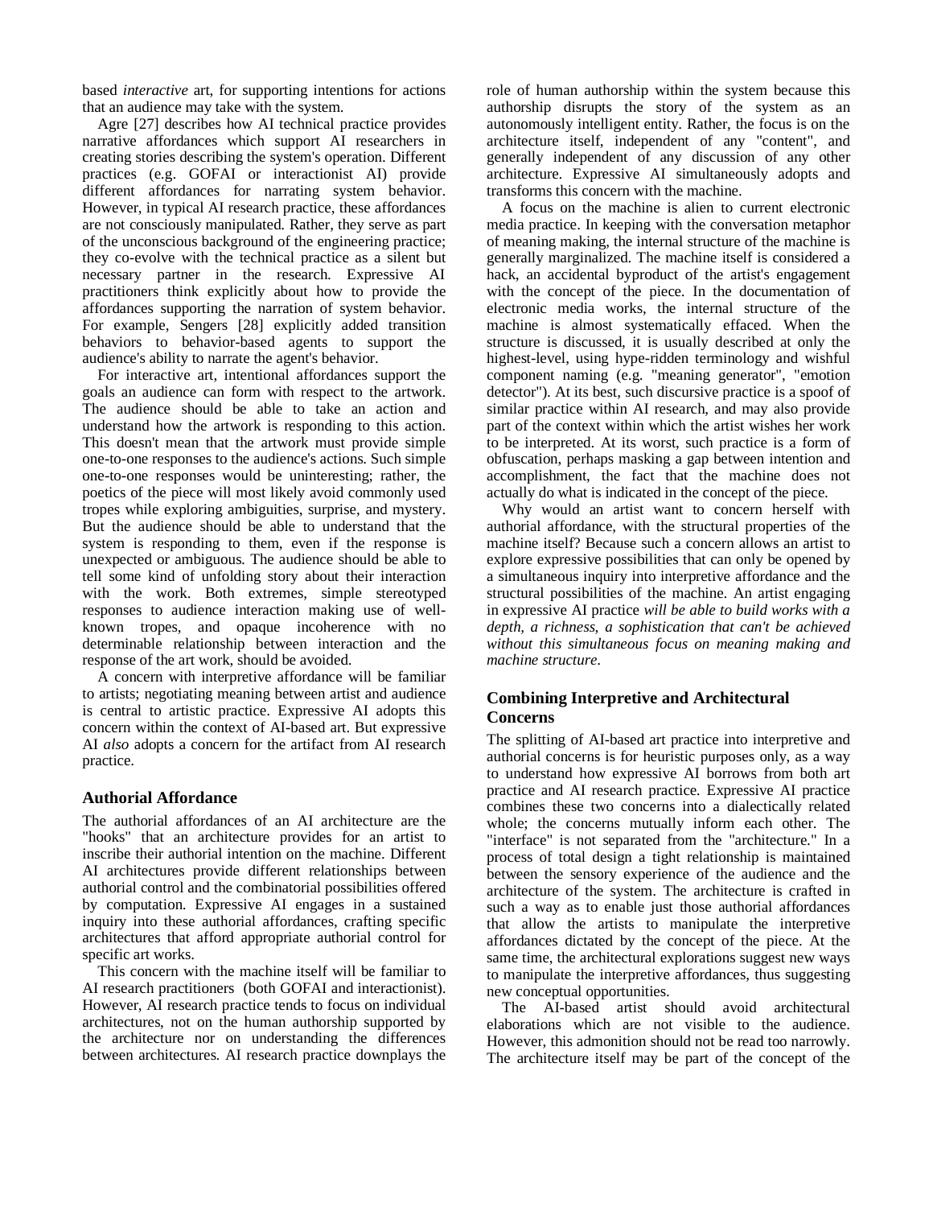based *interactive* art, for supporting intentions for actions that an audience may take with the system.

Agre [27] describes how AI technical practice provides narrative affordances which support AI researchers in creating stories describing the system's operation. Different practices (e.g. GOFAI or interactionist AI) provide different affordances for narrating system behavior. However, in typical AI research practice, these affordances are not consciously manipulated. Rather, they serve as part of the unconscious background of the engineering practice; they co-evolve with the technical practice as a silent but necessary partner in the research. Expressive AI practitioners think explicitly about how to provide the affordances supporting the narration of system behavior. For example, Sengers [28] explicitly added transition behaviors to behavior-based agents to support the audience's ability to narrate the agent's behavior.

For interactive art, intentional affordances support the goals an audience can form with respect to the artwork. The audience should be able to take an action and understand how the artwork is responding to this action. This doesn't mean that the artwork must provide simple one-to-one responses to the audience's actions. Such simple one-to-one responses would be uninteresting; rather, the poetics of the piece will most likely avoid commonly used tropes while exploring ambiguities, surprise, and mystery. But the audience should be able to understand that the system is responding to them, even if the response is unexpected or ambiguous. The audience should be able to tell some kind of unfolding story about their interaction with the work. Both extremes, simple stereotyped responses to audience interaction making use of well-known tropes, and opaque incoherence with no determinable relationship between interaction and the response of the art work, should be avoided.

A concern with interpretive affordance will be familiar to artists; negotiating meaning between artist and audience is central to artistic practice. Expressive AI adopts this concern within the context of AI-based art. But expressive AI *also* adopts a concern for the artifact from AI research practice.

## Authorial Affordance

The authorial affordances of an AI architecture are the "hooks" that an architecture provides for an artist to inscribe their authorial intention on the machine. Different AI architectures provide different relationships between authorial control and the combinatorial possibilities offered by computation. Expressive AI engages in a sustained inquiry into these authorial affordances, crafting specific architectures that afford appropriate authorial control for specific art works.

This concern with the machine itself will be familiar to AI research practitioners (both GOFAI and interactionist). However, AI research practice tends to focus on individual architectures, not on the human authorship supported by the architecture nor on understanding the differences between architectures. AI research practice downplays the role of human authorship within the system because this authorship disrupts the story of the system as an autonomously intelligent entity. Rather, the focus is on the architecture itself, independent of any "content", and generally independent of any discussion of any other architecture. Expressive AI simultaneously adopts and transforms this concern with the machine.

A focus on the machine is alien to current electronic media practice. In keeping with the conversation metaphor of meaning making, the internal structure of the machine is generally marginalized. The machine itself is considered a hack, an accidental byproduct of the artist's engagement with the concept of the piece. In the documentation of electronic media works, the internal structure of the machine is almost systematically effaced. When the structure is discussed, it is usually described at only the highest-level, using hype-ridden terminology and wishful component naming (e.g. "meaning generator", "emotion detector"). At its best, such discursive practice is a spoof of similar practice within AI research, and may also provide part of the context within which the artist wishes her work to be interpreted. At its worst, such practice is a form of obfuscation, perhaps masking a gap between intention and accomplishment, the fact that the machine does not actually do what is indicated in the concept of the piece.

Why would an artist want to concern herself with authorial affordance, with the structural properties of the machine itself? Because such a concern allows an artist to explore expressive possibilities that can only be opened by a simultaneous inquiry into interpretive affordance and the structural possibilities of the machine. An artist engaging in expressive AI practice *will be able to build works with a depth, a richness, a sophistication that can't be achieved without this simultaneous focus on meaning making and machine structure.*

## Combining Interpretive and Architectural Concerns

The splitting of AI-based art practice into interpretive and authorial concerns is for heuristic purposes only, as a way to understand how expressive AI borrows from both art practice and AI research practice. Expressive AI practice combines these two concerns into a dialectically related whole; the concerns mutually inform each other. The "interface" is not separated from the "architecture." In a process of total design a tight relationship is maintained between the sensory experience of the audience and the architecture of the system. The architecture is crafted in such a way as to enable just those authorial affordances that allow the artists to manipulate the interpretive affordances dictated by the concept of the piece. At the same time, the architectural explorations suggest new ways to manipulate the interpretive affordances, thus suggesting new conceptual opportunities.

The AI-based artist should avoid architectural elaborations which are not visible to the audience. However, this admonition should not be read too narrowly. The architecture itself may be part of the concept of the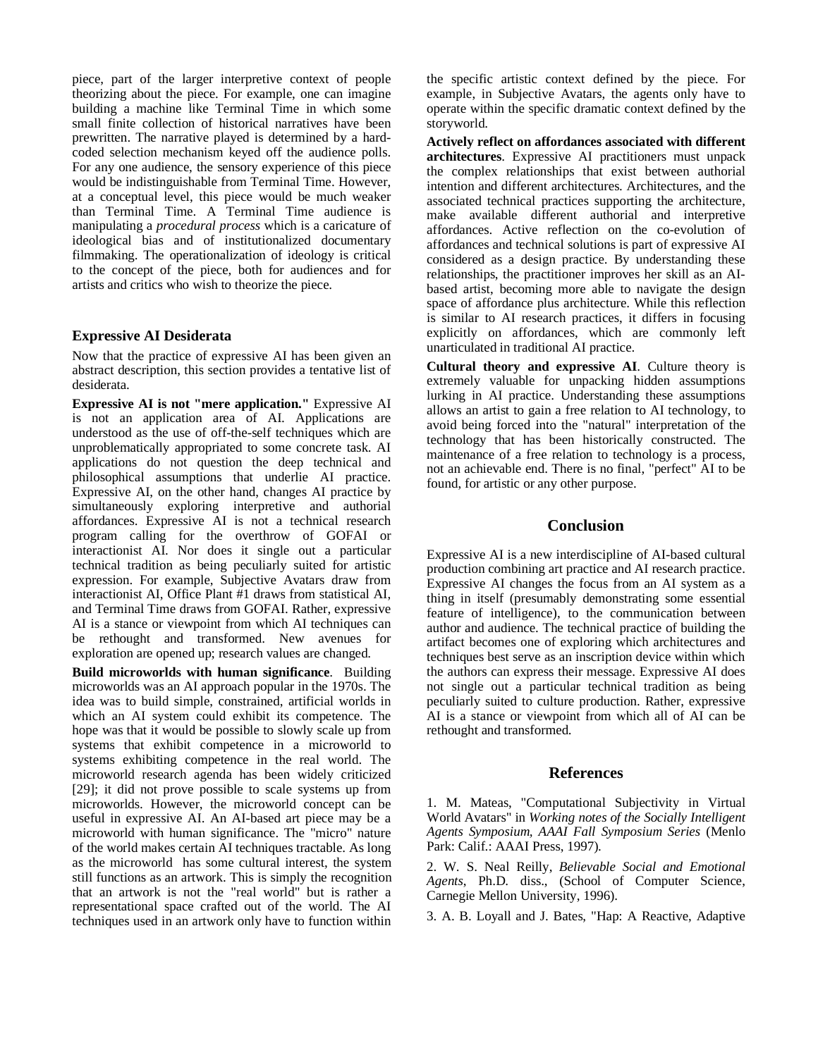piece, part of the larger interpretive context of people theorizing about the piece. For example, one can imagine building a machine like Terminal Time in which some small finite collection of historical narratives have been prewritten. The narrative played is determined by a hard-coded selection mechanism keyed off the audience polls. For any one audience, the sensory experience of this piece would be indistinguishable from Terminal Time. However, at a conceptual level, this piece would be much weaker than Terminal Time. A Terminal Time audience is manipulating a *procedural process* which is a caricature of ideological bias and of institutionalized documentary filmmaking. The operationalization of ideology is critical to the concept of the piece, both for audiences and for artists and critics who wish to theorize the piece.

### Expressive AI Desiderata

Now that the practice of expressive AI has been given an abstract description, this section provides a tentative list of desiderata.

**Expressive AI is not "mere application."** Expressive AI is not an application area of AI. Applications are understood as the use of off-the-self techniques which are unproblematically appropriated to some concrete task. AI applications do not question the deep technical and philosophical assumptions that underlie AI practice. Expressive AI, on the other hand, changes AI practice by simultaneously exploring interpretive and authorial affordances. Expressive AI is not a technical research program calling for the overthrow of GOFAI or interactionist AI. Nor does it single out a particular technical tradition as being peculiarly suited for artistic expression. For example, Subjective Avatars draw from interactionist AI, Office Plant #1 draws from statistical AI, and Terminal Time draws from GOFAI. Rather, expressive AI is a stance or viewpoint from which AI techniques can be rethought and transformed. New avenues for exploration are opened up; research values are changed.

**Build microworlds with human significance**. Building microworlds was an AI approach popular in the 1970s. The idea was to build simple, constrained, artificial worlds in which an AI system could exhibit its competence. The hope was that it would be possible to slowly scale up from systems that exhibit competence in a microworld to systems exhibiting competence in the real world. The microworld research agenda has been widely criticized [29]; it did not prove possible to scale systems up from microworlds. However, the microworld concept can be useful in expressive AI. An AI-based art piece may be a microworld with human significance. The "micro" nature of the world makes certain AI techniques tractable. As long as the microworld has some cultural interest, the system still functions as an artwork. This is simply the recognition that an artwork is not the "real world" but is rather a representational space crafted out of the world. The AI techniques used in an artwork only have to function within the specific artistic context defined by the piece. For example, in Subjective Avatars, the agents only have to operate within the specific dramatic context defined by the storyworld.

**Actively reflect on affordances associated with different architectures**. Expressive AI practitioners must unpack the complex relationships that exist between authorial intention and different architectures. Architectures, and the associated technical practices supporting the architecture, make available different authorial and interpretive affordances. Active reflection on the co-evolution of affordances and technical solutions is part of expressive AI considered as a design practice. By understanding these relationships, the practitioner improves her skill as an AI-based artist, becoming more able to navigate the design space of affordance plus architecture. While this reflection is similar to AI research practices, it differs in focusing explicitly on affordances, which are commonly left unarticulated in traditional AI practice.

**Cultural theory and expressive AI**. Culture theory is extremely valuable for unpacking hidden assumptions lurking in AI practice. Understanding these assumptions allows an artist to gain a free relation to AI technology, to avoid being forced into the "natural" interpretation of the technology that has been historically constructed. The maintenance of a free relation to technology is a process, not an achievable end. There is no final, "perfect" AI to be found, for artistic or any other purpose.

## Conclusion

Expressive AI is a new interdiscipline of AI-based cultural production combining art practice and AI research practice. Expressive AI changes the focus from an AI system as a thing in itself (presumably demonstrating some essential feature of intelligence), to the communication between author and audience. The technical practice of building the artifact becomes one of exploring which architectures and techniques best serve as an inscription device within which the authors can express their message. Expressive AI does not single out a particular technical tradition as being peculiarly suited to culture production. Rather, expressive AI is a stance or viewpoint from which all of AI can be rethought and transformed.

## References

1. M. Mateas, "Computational Subjectivity in Virtual World Avatars" in *Working notes of the Socially Intelligent Agents Symposium, AAAI Fall Symposium Series* (Menlo Park: Calif.: AAAI Press, 1997).

2. W. S. Neal Reilly, *Believable Social and Emotional Agents*, Ph.D. diss., (School of Computer Science, Carnegie Mellon University, 1996).

3. A. B. Loyall and J. Bates, "Hap: A Reactive, Adaptive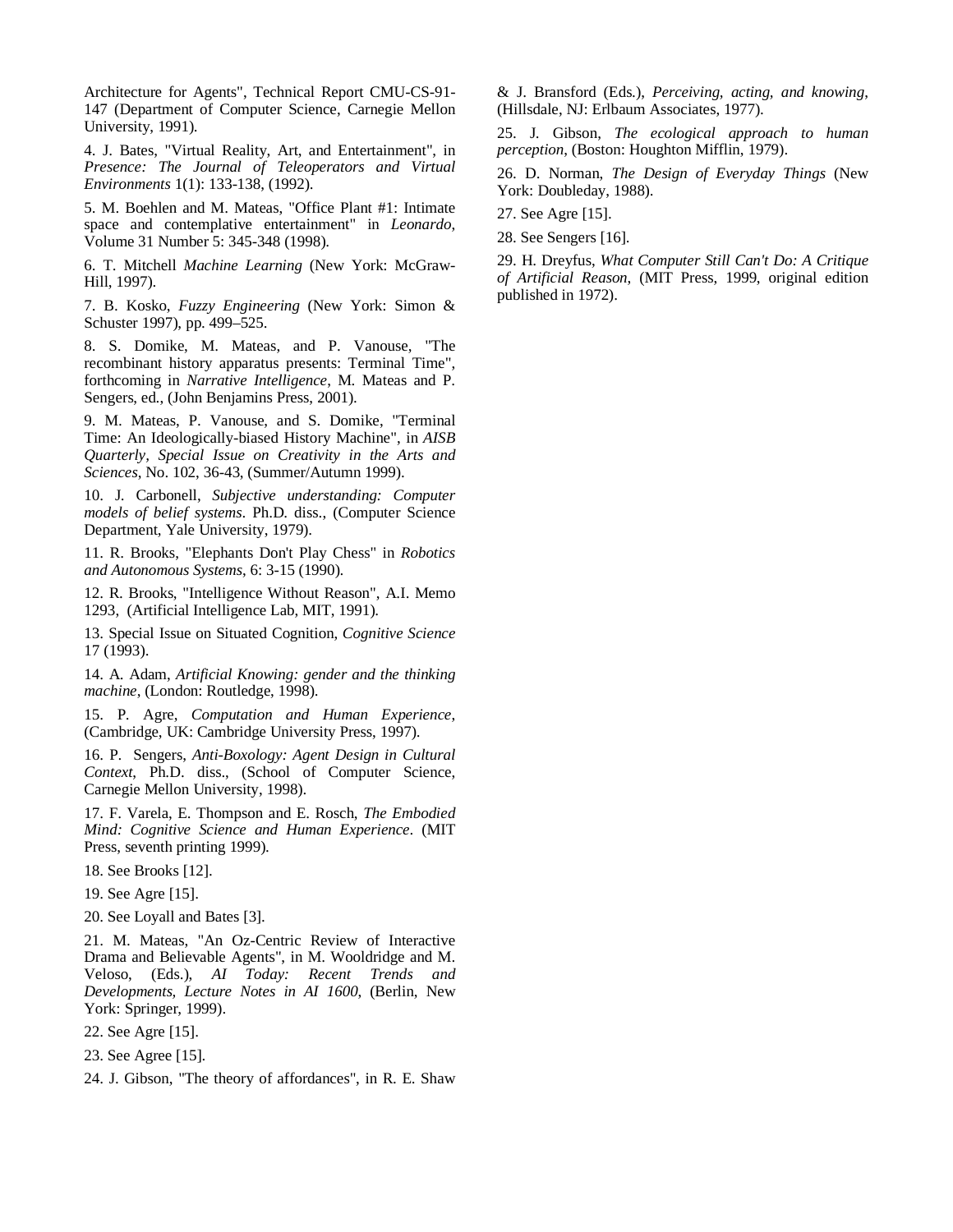Architecture for Agents", Technical Report CMU-CS-91-147 (Department of Computer Science, Carnegie Mellon University, 1991).

4. J. Bates, "Virtual Reality, Art, and Entertainment", in *Presence: The Journal of Teleoperators and Virtual Environments* 1(1): 133-138, (1992).

5. M. Boehlen and M. Mateas, "Office Plant #1: Intimate space and contemplative entertainment" in *Leonardo*, Volume 31 Number 5: 345-348 (1998).

6. T. Mitchell *Machine Learning* (New York: McGraw-Hill, 1997).

7. B. Kosko, *Fuzzy Engineering* (New York: Simon & Schuster 1997), pp. 499–525.

8. S. Domike, M. Mateas, and P. Vanouse, "The recombinant history apparatus presents: Terminal Time", forthcoming in *Narrative Intelligence*, M. Mateas and P. Sengers, ed., (John Benjamins Press, 2001).

9. M. Mateas, P. Vanouse, and S. Domike, "Terminal Time: An Ideologically-biased History Machine", in *AISB Quarterly, Special Issue on Creativity in the Arts and Sciences*, No. 102, 36-43, (Summer/Autumn 1999).

10. J. Carbonell, *Subjective understanding: Computer models of belief systems*. Ph.D. diss., (Computer Science Department, Yale University, 1979).

11. R. Brooks, "Elephants Don't Play Chess" in *Robotics and Autonomous Systems*, 6: 3-15 (1990).

12. R. Brooks, "Intelligence Without Reason", A.I. Memo 1293, (Artificial Intelligence Lab, MIT, 1991).

13. Special Issue on Situated Cognition, *Cognitive Science* 17 (1993).

14. A. Adam, *Artificial Knowing: gender and the thinking machine*, (London: Routledge, 1998).

15. P. Agre, *Computation and Human Experience*, (Cambridge, UK: Cambridge University Press, 1997).

16. P. Sengers, *Anti-Boxology: Agent Design in Cultural Context*, Ph.D. diss., (School of Computer Science, Carnegie Mellon University, 1998).

17. F. Varela, E. Thompson and E. Rosch, *The Embodied Mind: Cognitive Science and Human Experience*. (MIT Press, seventh printing 1999).

18. See Brooks [12].

19. See Agre [15].

20. See Loyall and Bates [3].

21. M. Mateas, "An Oz-Centric Review of Interactive Drama and Believable Agents", in M. Wooldridge and M. Veloso, (Eds.), *AI Today: Recent Trends and Developments, Lecture Notes in AI 1600*, (Berlin, New York: Springer, 1999).

22. See Agre [15].

23. See Agree [15].

24. J. Gibson, "The theory of affordances", in R. E. Shaw & J. Bransford (Eds.), *Perceiving, acting, and knowing*, (Hillsdale, NJ: Erlbaum Associates, 1977).

25. J. Gibson, *The ecological approach to human perception*, (Boston: Houghton Mifflin, 1979).

26. D. Norman, *The Design of Everyday Things* (New York: Doubleday, 1988).

27. See Agre [15].

28. See Sengers [16].

29. H. Dreyfus, *What Computer Still Can't Do: A Critique of Artificial Reason*, (MIT Press, 1999, original edition published in 1972).